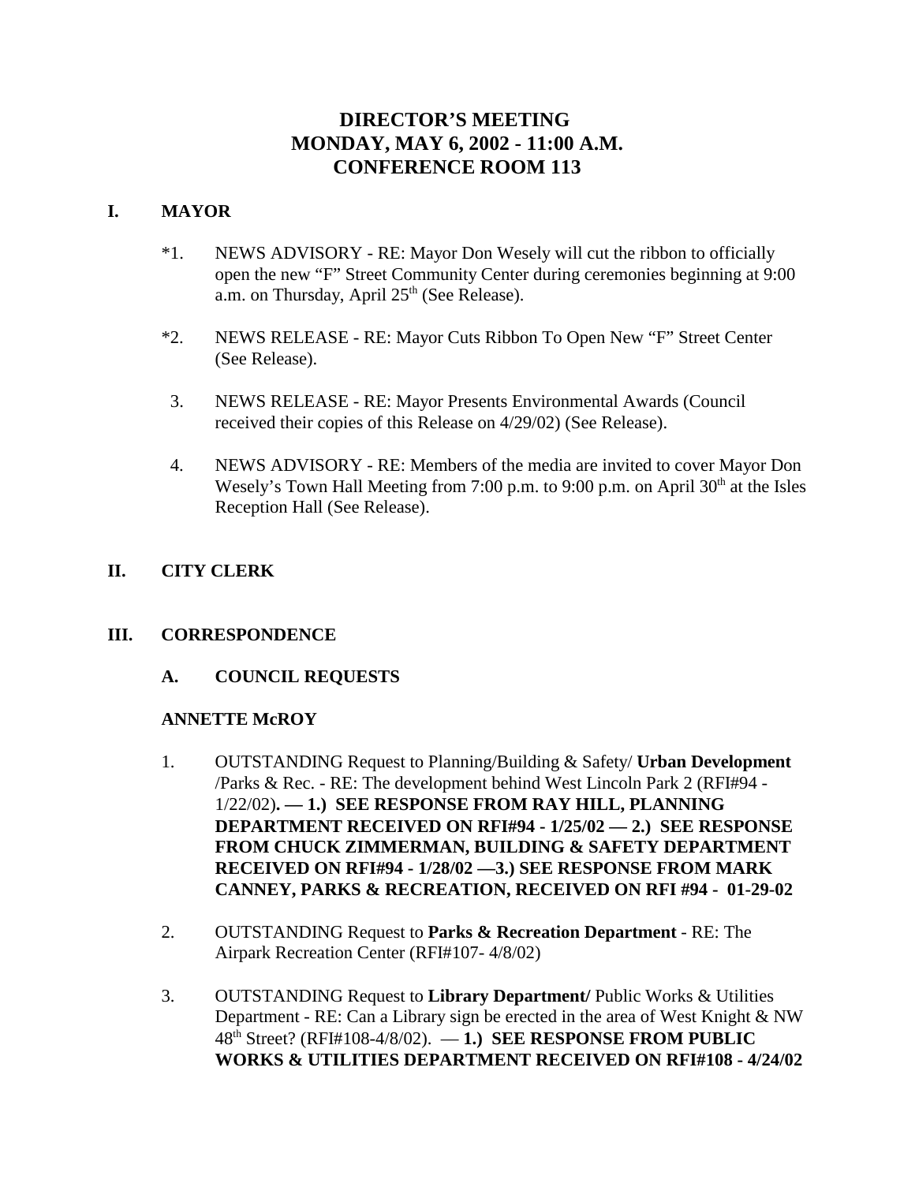# DIRECTOR'S MEETING
# MONDAY, MAY 6, 2002 - 11:00 A.M.
# CONFERENCE ROOM 113

## I. MAYOR

*1. NEWS ADVISORY - RE: Mayor Don Wesely will cut the ribbon to officially open the new "F" Street Community Center during ceremonies beginning at 9:00 a.m. on Thursday, April 25th (See Release).

*2. NEWS RELEASE - RE: Mayor Cuts Ribbon To Open New "F" Street Center (See Release).

3. NEWS RELEASE - RE: Mayor Presents Environmental Awards (Council received their copies of this Release on 4/29/02) (See Release).

4. NEWS ADVISORY - RE: Members of the media are invited to cover Mayor Don Wesely's Town Hall Meeting from 7:00 p.m. to 9:00 p.m. on April 30th at the Isles Reception Hall (See Release).

## II. CITY CLERK

## III. CORRESPONDENCE

### A. COUNCIL REQUESTS

**ANNETTE McROY**

1. OUTSTANDING Request to Planning/Building & Safety/ **Urban Development** /Parks & Rec. - RE: The development behind West Lincoln Park 2 (RFI#94 - 1/22/02)**. — 1.) SEE RESPONSE FROM RAY HILL, PLANNING DEPARTMENT RECEIVED ON RFI#94 - 1/25/02 — 2.) SEE RESPONSE FROM CHUCK ZIMMERMAN, BUILDING & SAFETY DEPARTMENT RECEIVED ON RFI#94 - 1/28/02 —3.) SEE RESPONSE FROM MARK CANNEY, PARKS & RECREATION, RECEIVED ON RFI #94 - 01-29-02**

2. OUTSTANDING Request to **Parks & Recreation Department** - RE: The Airpark Recreation Center (RFI#107- 4/8/02)

3. OUTSTANDING Request to **Library Department/** Public Works & Utilities Department - RE: Can a Library sign be erected in the area of West Knight & NW 48th Street? (RFI#108-4/8/02). — **1.) SEE RESPONSE FROM PUBLIC WORKS & UTILITIES DEPARTMENT RECEIVED ON RFI#108 - 4/24/02**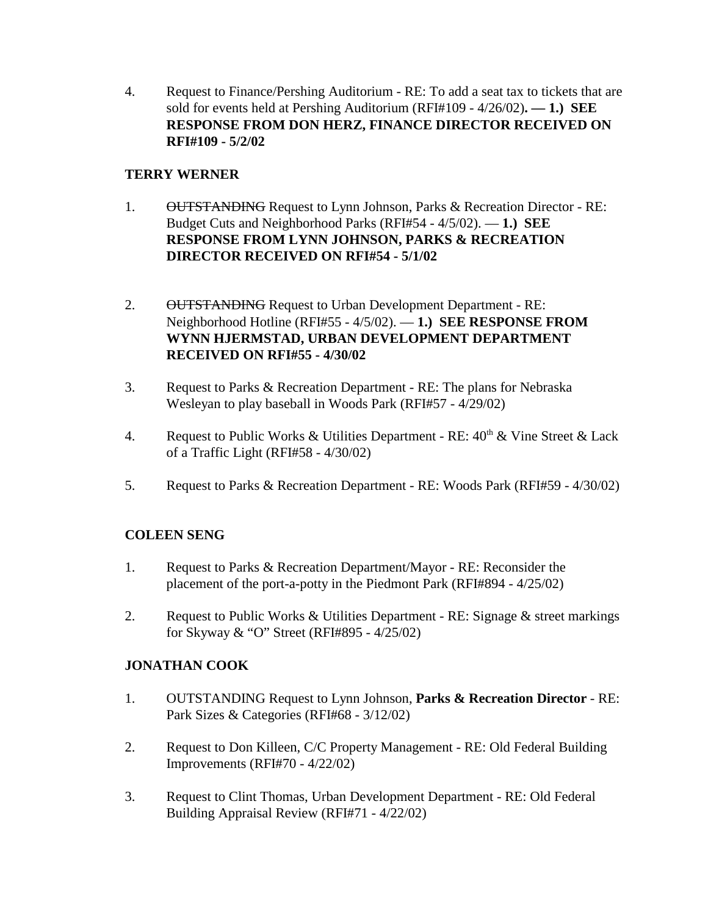4. Request to Finance/Pershing Auditorium - RE: To add a seat tax to tickets that are sold for events held at Pershing Auditorium (RFI#109 - 4/26/02)**. — 1.) SEE RESPONSE FROM DON HERZ, FINANCE DIRECTOR RECEIVED ON RFI#109 - 5/2/02**

**TERRY WERNER**

1. ~~OUTSTANDING~~ Request to Lynn Johnson, Parks & Recreation Director - RE: Budget Cuts and Neighborhood Parks (RFI#54 - 4/5/02). — **1.) SEE RESPONSE FROM LYNN JOHNSON, PARKS & RECREATION DIRECTOR RECEIVED ON RFI#54 - 5/1/02**

2. ~~OUTSTANDING~~ Request to Urban Development Department - RE: Neighborhood Hotline (RFI#55 - 4/5/02). — **1.) SEE RESPONSE FROM WYNN HJERMSTAD, URBAN DEVELOPMENT DEPARTMENT RECEIVED ON RFI#55 - 4/30/02**

3. Request to Parks & Recreation Department - RE: The plans for Nebraska Wesleyan to play baseball in Woods Park (RFI#57 - 4/29/02)

4. Request to Public Works & Utilities Department - RE: 40th & Vine Street & Lack of a Traffic Light (RFI#58 - 4/30/02)

5. Request to Parks & Recreation Department - RE: Woods Park (RFI#59 - 4/30/02)

**COLEEN SENG**

1. Request to Parks & Recreation Department/Mayor - RE: Reconsider the placement of the port-a-potty in the Piedmont Park (RFI#894 - 4/25/02)

2. Request to Public Works & Utilities Department - RE: Signage & street markings for Skyway & "O" Street (RFI#895 - 4/25/02)

**JONATHAN COOK**

1. OUTSTANDING Request to Lynn Johnson, **Parks & Recreation Director** - RE: Park Sizes & Categories (RFI#68 - 3/12/02)

2. Request to Don Killeen, C/C Property Management - RE: Old Federal Building Improvements (RFI#70 - 4/22/02)

3. Request to Clint Thomas, Urban Development Department - RE: Old Federal Building Appraisal Review (RFI#71 - 4/22/02)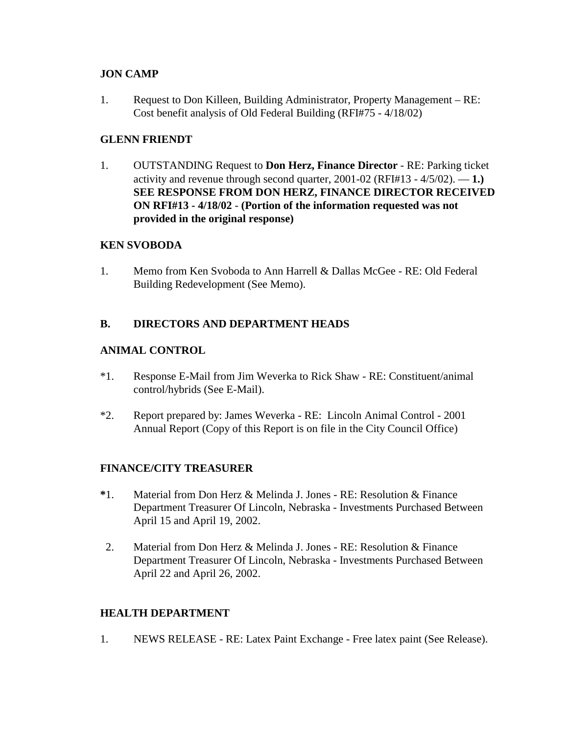**JON CAMP**

1. Request to Don Killeen, Building Administrator, Property Management – RE: Cost benefit analysis of Old Federal Building (RFI#75 - 4/18/02)

**GLENN FRIENDT**

1. OUTSTANDING Request to **Don Herz, Finance Director** - RE: Parking ticket activity and revenue through second quarter, 2001-02 (RFI#13 - 4/5/02). — **1.) SEE RESPONSE FROM DON HERZ, FINANCE DIRECTOR RECEIVED ON RFI#13 - 4/18/02** - **(Portion of the information requested was not provided in the original response)**

**KEN SVOBODA**

1. Memo from Ken Svoboda to Ann Harrell & Dallas McGee - RE: Old Federal Building Redevelopment (See Memo).

**B. DIRECTORS AND DEPARTMENT HEADS**

**ANIMAL CONTROL**

*1. Response E-Mail from Jim Weverka to Rick Shaw - RE: Constituent/animal control/hybrids (See E-Mail).

*2. Report prepared by: James Weverka - RE: Lincoln Animal Control - 2001 Annual Report (Copy of this Report is on file in the City Council Office)

**FINANCE/CITY TREASURER**

**\***1. Material from Don Herz & Melinda J. Jones - RE: Resolution & Finance Department Treasurer Of Lincoln, Nebraska - Investments Purchased Between April 15 and April 19, 2002.

2. Material from Don Herz & Melinda J. Jones - RE: Resolution & Finance Department Treasurer Of Lincoln, Nebraska - Investments Purchased Between April 22 and April 26, 2002.

**HEALTH DEPARTMENT**

1. NEWS RELEASE - RE: Latex Paint Exchange - Free latex paint (See Release).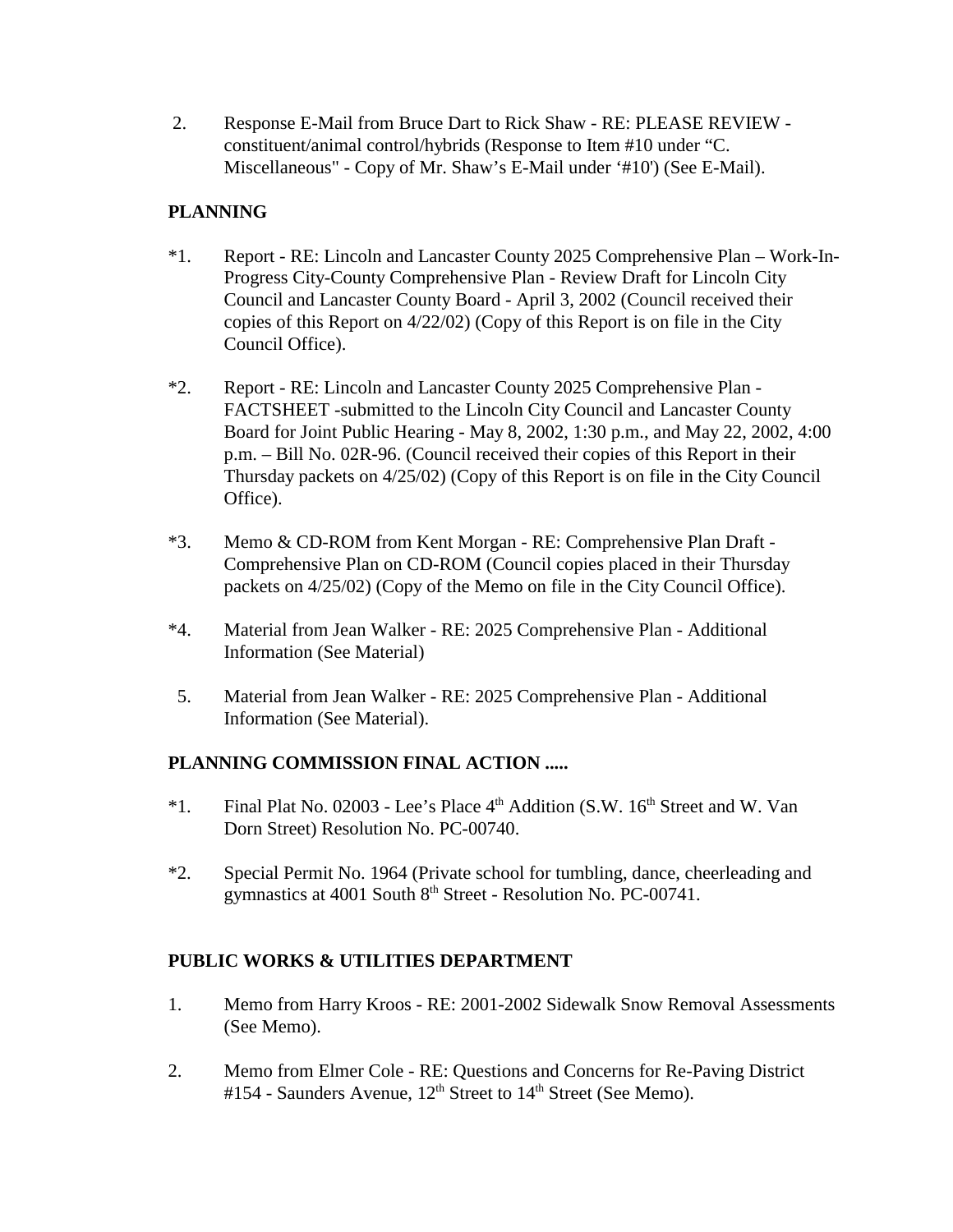2. Response E-Mail from Bruce Dart to Rick Shaw - RE: PLEASE REVIEW - constituent/animal control/hybrids (Response to Item #10 under "C. Miscellaneous" - Copy of Mr. Shaw's E-Mail under '#10') (See E-Mail).

**PLANNING**

*1. Report - RE: Lincoln and Lancaster County 2025 Comprehensive Plan – Work-In-Progress City-County Comprehensive Plan - Review Draft for Lincoln City Council and Lancaster County Board - April 3, 2002 (Council received their copies of this Report on 4/22/02) (Copy of this Report is on file in the City Council Office).

*2. Report - RE: Lincoln and Lancaster County 2025 Comprehensive Plan - FACTSHEET -submitted to the Lincoln City Council and Lancaster County Board for Joint Public Hearing - May 8, 2002, 1:30 p.m., and May 22, 2002, 4:00 p.m. – Bill No. 02R-96. (Council received their copies of this Report in their Thursday packets on 4/25/02) (Copy of this Report is on file in the City Council Office).

*3. Memo & CD-ROM from Kent Morgan - RE: Comprehensive Plan Draft - Comprehensive Plan on CD-ROM (Council copies placed in their Thursday packets on 4/25/02) (Copy of the Memo on file in the City Council Office).

*4. Material from Jean Walker - RE: 2025 Comprehensive Plan - Additional Information (See Material)

5. Material from Jean Walker - RE: 2025 Comprehensive Plan - Additional Information (See Material).

**PLANNING COMMISSION FINAL ACTION .....**

*1. Final Plat No. 02003 - Lee's Place 4th Addition (S.W. 16th Street and W. Van Dorn Street) Resolution No. PC-00740.

*2. Special Permit No. 1964 (Private school for tumbling, dance, cheerleading and gymnastics at 4001 South 8th Street - Resolution No. PC-00741.

**PUBLIC WORKS & UTILITIES DEPARTMENT**

1. Memo from Harry Kroos - RE: 2001-2002 Sidewalk Snow Removal Assessments (See Memo).

2. Memo from Elmer Cole - RE: Questions and Concerns for Re-Paving District #154 - Saunders Avenue, 12th Street to 14th Street (See Memo).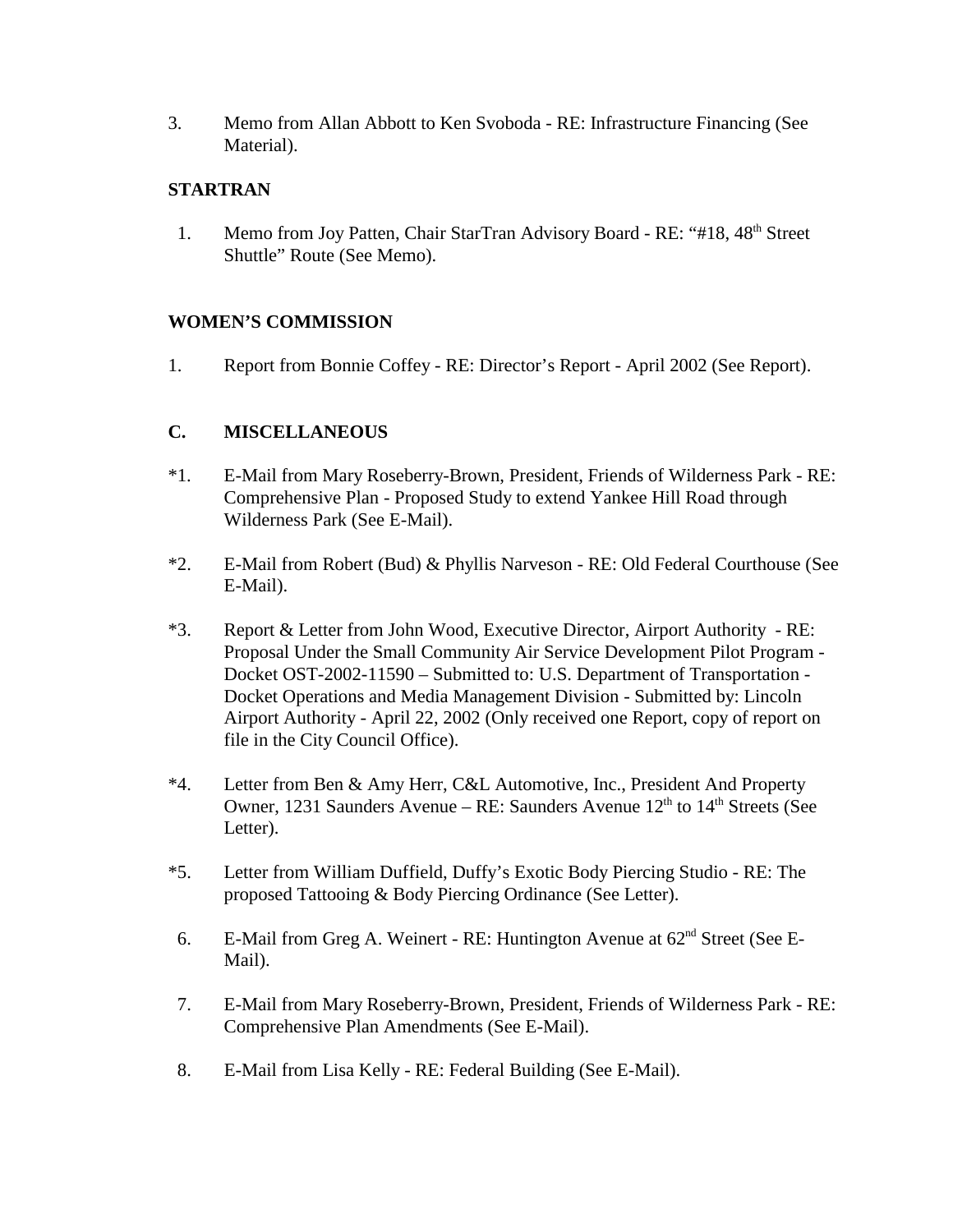3. Memo from Allan Abbott to Ken Svoboda - RE: Infrastructure Financing (See Material).

**STARTRAN**

1. Memo from Joy Patten, Chair StarTran Advisory Board - RE: "#18, 48th Street Shuttle" Route (See Memo).

**WOMEN'S COMMISSION**

1. Report from Bonnie Coffey - RE: Director's Report - April 2002 (See Report).

**C. MISCELLANEOUS**

*1. E-Mail from Mary Roseberry-Brown, President, Friends of Wilderness Park - RE: Comprehensive Plan - Proposed Study to extend Yankee Hill Road through Wilderness Park (See E-Mail).

*2. E-Mail from Robert (Bud) & Phyllis Narveson - RE: Old Federal Courthouse (See E-Mail).

*3. Report & Letter from John Wood, Executive Director, Airport Authority - RE: Proposal Under the Small Community Air Service Development Pilot Program - Docket OST-2002-11590 – Submitted to: U.S. Department of Transportation - Docket Operations and Media Management Division - Submitted by: Lincoln Airport Authority - April 22, 2002 (Only received one Report, copy of report on file in the City Council Office).

*4. Letter from Ben & Amy Herr, C&L Automotive, Inc., President And Property Owner, 1231 Saunders Avenue – RE: Saunders Avenue 12th to 14th Streets (See Letter).

*5. Letter from William Duffield, Duffy's Exotic Body Piercing Studio - RE: The proposed Tattooing & Body Piercing Ordinance (See Letter).

6. E-Mail from Greg A. Weinert - RE: Huntington Avenue at 62nd Street (See E-Mail).

7. E-Mail from Mary Roseberry-Brown, President, Friends of Wilderness Park - RE: Comprehensive Plan Amendments (See E-Mail).

8. E-Mail from Lisa Kelly - RE: Federal Building (See E-Mail).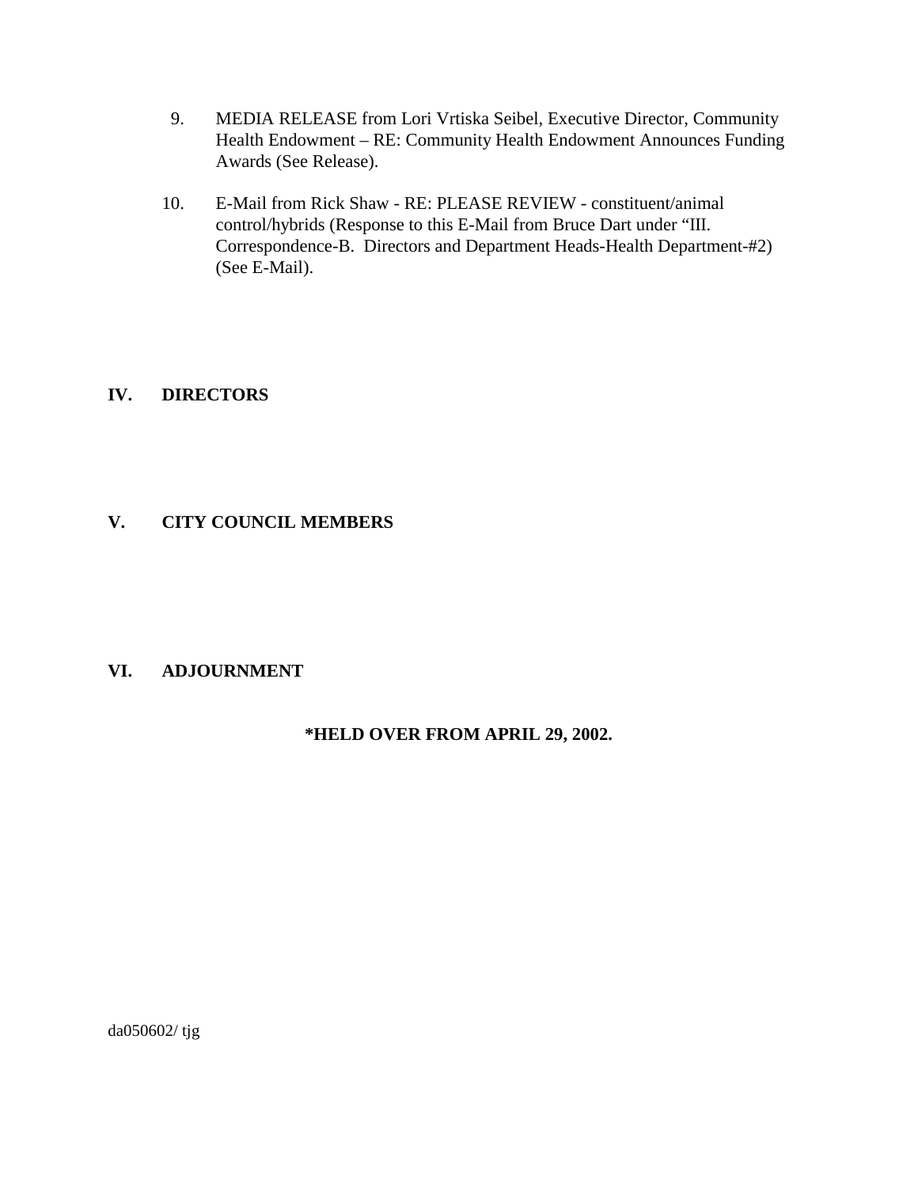9. MEDIA RELEASE from Lori Vrtiska Seibel, Executive Director, Community Health Endowment – RE: Community Health Endowment Announces Funding Awards (See Release).

10. E-Mail from Rick Shaw - RE: PLEASE REVIEW - constituent/animal control/hybrids (Response to this E-Mail from Bruce Dart under "III. Correspondence-B. Directors and Department Heads-Health Department-#2) (See E-Mail).

## IV. DIRECTORS

## V. CITY COUNCIL MEMBERS

## VI. ADJOURNMENT

**\*HELD OVER FROM APRIL 29, 2002.**

da050602/ tjg